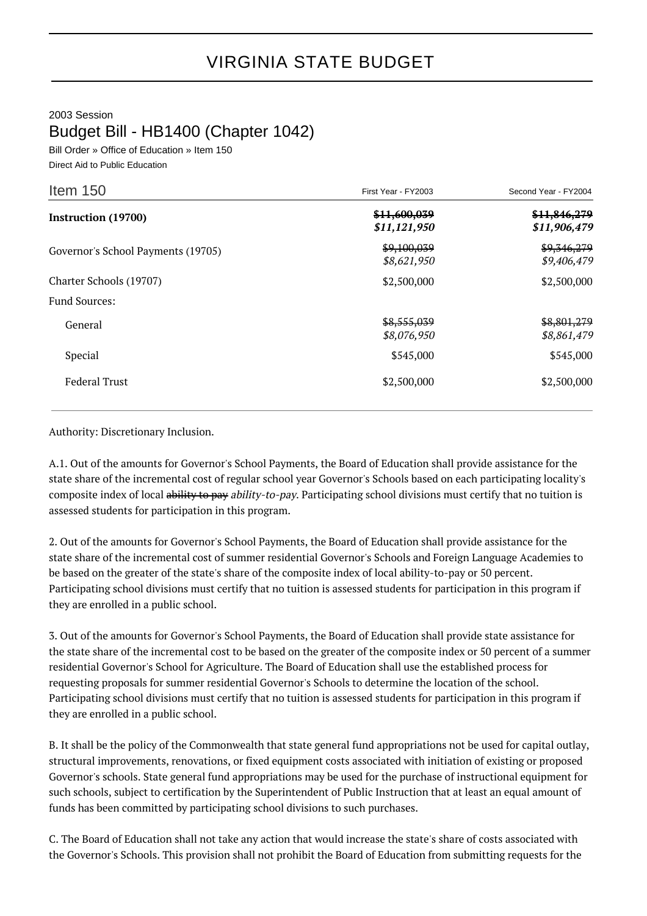# VIRGINIA STATE BUDGET

2003 Session

## Budget Bill - HB1400 (Chapter 1042)

Bill Order » Office of Education » Item 150

Direct Aid to Public Education

| Item 150 | First Year - FY2003 | Second Year - FY2004 |
|---|---|---|
| **Instruction (19700)** | ~~$11,600,039~~ ***$11,121,950*** | ~~$11,846,279~~ ***$11,906,479*** |
| Governor's School Payments (19705) | ~~$9,100,039~~ *$8,621,950* | ~~$9,346,279~~ *$9,406,479* |
| Charter Schools (19707) | $2,500,000 | $2,500,000 |
| Fund Sources: | | |
| General | ~~$8,555,039~~ *$8,076,950* | ~~$8,801,279~~ *$8,861,479* |
| Special | $545,000 | $545,000 |
| Federal Trust | $2,500,000 | $2,500,000 |

Authority: Discretionary Inclusion.

A.1. Out of the amounts for Governor's School Payments, the Board of Education shall provide assistance for the state share of the incremental cost of regular school year Governor's Schools based on each participating locality's composite index of local ~~ability to pay~~ *ability-to-pay*. Participating school divisions must certify that no tuition is assessed students for participation in this program.

2. Out of the amounts for Governor's School Payments, the Board of Education shall provide assistance for the state share of the incremental cost of summer residential Governor's Schools and Foreign Language Academies to be based on the greater of the state's share of the composite index of local ability-to-pay or 50 percent. Participating school divisions must certify that no tuition is assessed students for participation in this program if they are enrolled in a public school.

3. Out of the amounts for Governor's School Payments, the Board of Education shall provide state assistance for the state share of the incremental cost to be based on the greater of the composite index or 50 percent of a summer residential Governor's School for Agriculture. The Board of Education shall use the established process for requesting proposals for summer residential Governor's Schools to determine the location of the school. Participating school divisions must certify that no tuition is assessed students for participation in this program if they are enrolled in a public school.

B. It shall be the policy of the Commonwealth that state general fund appropriations not be used for capital outlay, structural improvements, renovations, or fixed equipment costs associated with initiation of existing or proposed Governor's schools. State general fund appropriations may be used for the purchase of instructional equipment for such schools, subject to certification by the Superintendent of Public Instruction that at least an equal amount of funds has been committed by participating school divisions to such purchases.

C. The Board of Education shall not take any action that would increase the state's share of costs associated with the Governor's Schools. This provision shall not prohibit the Board of Education from submitting requests for the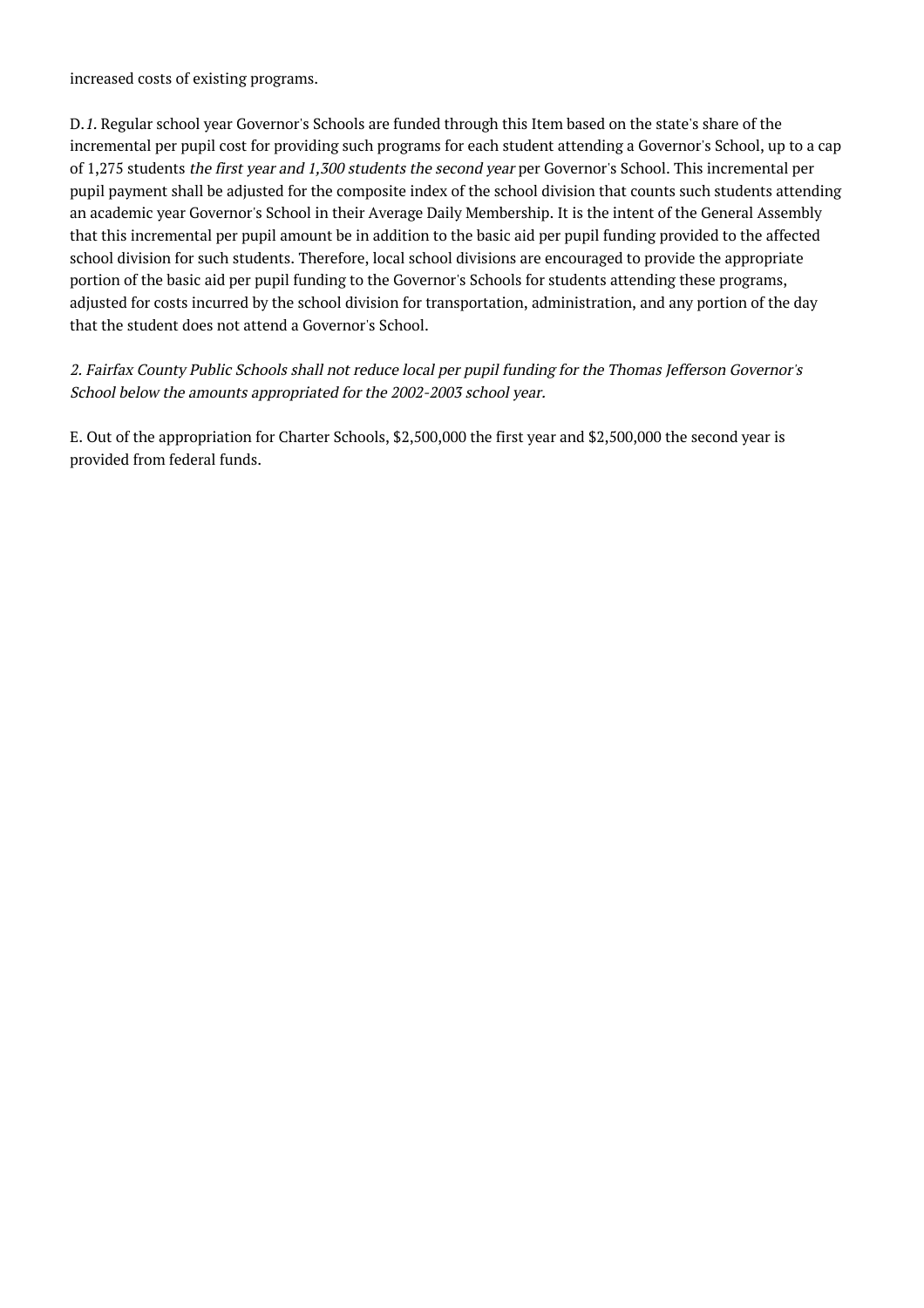increased costs of existing programs.

D.*1.* Regular school year Governor's Schools are funded through this Item based on the state's share of the incremental per pupil cost for providing such programs for each student attending a Governor's School, up to a cap of 1,275 students *the first year and 1,300 students the second year* per Governor's School. This incremental per pupil payment shall be adjusted for the composite index of the school division that counts such students attending an academic year Governor's School in their Average Daily Membership. It is the intent of the General Assembly that this incremental per pupil amount be in addition to the basic aid per pupil funding provided to the affected school division for such students. Therefore, local school divisions are encouraged to provide the appropriate portion of the basic aid per pupil funding to the Governor's Schools for students attending these programs, adjusted for costs incurred by the school division for transportation, administration, and any portion of the day that the student does not attend a Governor's School.

*2. Fairfax County Public Schools shall not reduce local per pupil funding for the Thomas Jefferson Governor's School below the amounts appropriated for the 2002-2003 school year.*

E. Out of the appropriation for Charter Schools, $2,500,000 the first year and $2,500,000 the second year is provided from federal funds.